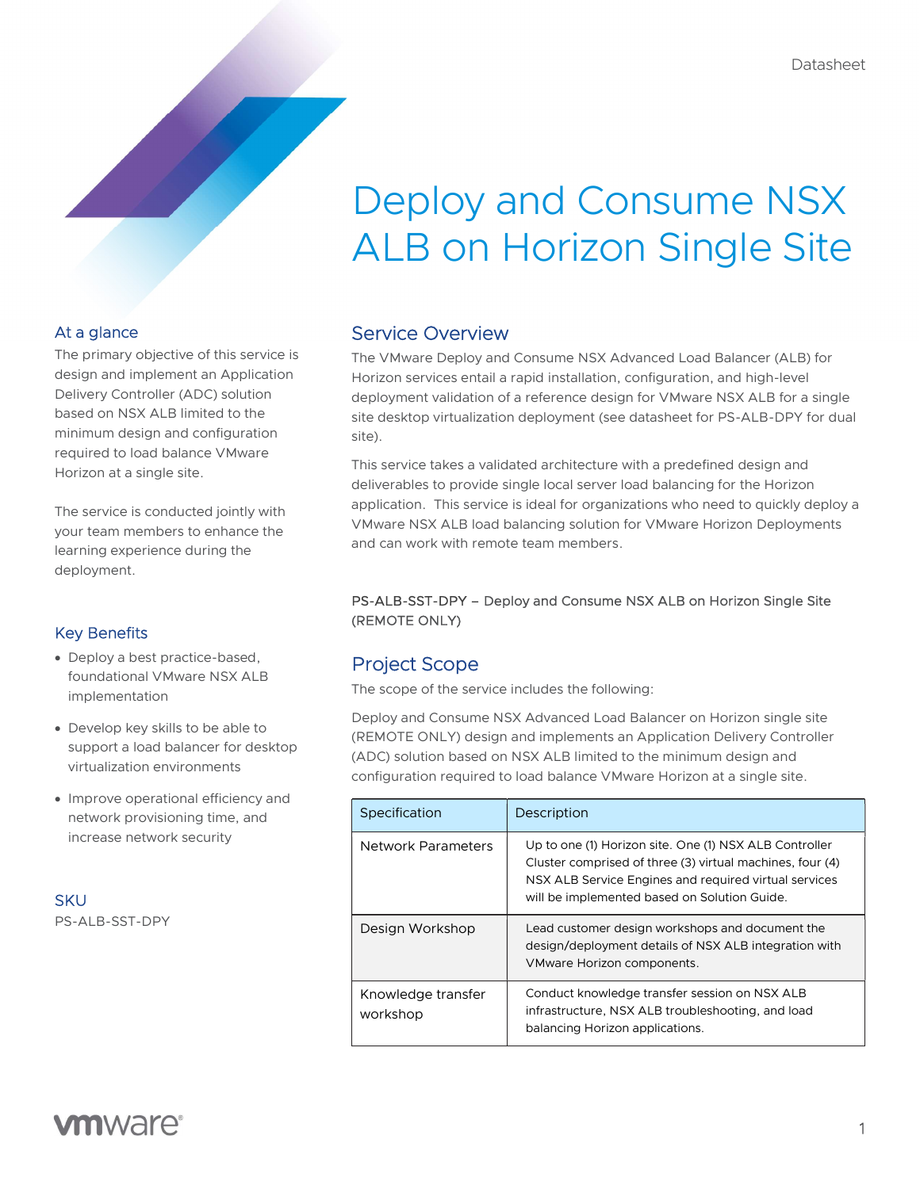Datasheet

# Deploy and Consume NSX ALB on Horizon Single Site

## At a glance

The primary objective of this service is design and implement an Application Delivery Controller (ADC) solution based on NSX ALB limited to the minimum design and configuration required to load balance VMware Horizon at a single site.

The service is conducted jointly with your team members to enhance the learning experience during the deployment.

## Key Benefits

- Deploy a best practice-based, foundational VMware NSX ALB implementation
- Develop key skills to be able to support a load balancer for desktop virtualization environments
- Improve operational efficiency and network provisioning time, and increase network security

## SKU

PS-ALB-SST-DPY

## Service Overview

The VMware Deploy and Consume NSX Advanced Load Balancer (ALB) for Horizon services entail a rapid installation, configuration, and high-level deployment validation of a reference design for VMware NSX ALB for a single site desktop virtualization deployment (see datasheet for PS-ALB-DPY for dual site).

This service takes a validated architecture with a predefined design and deliverables to provide single local server load balancing for the Horizon application. This service is ideal for organizations who need to quickly deploy a VMware NSX ALB load balancing solution for VMware Horizon Deployments and can work with remote team members.

PS-ALB-SST-DPY – Deploy and Consume NSX ALB on Horizon Single Site (REMOTE ONLY)

## Project Scope

The scope of the service includes the following:

Deploy and Consume NSX Advanced Load Balancer on Horizon single site (REMOTE ONLY) design and implements an Application Delivery Controller (ADC) solution based on NSX ALB limited to the minimum design and configuration required to load balance VMware Horizon at a single site.

| Specification | Description |
| --- | --- |
| Network Parameters | Up to one (1) Horizon site. One (1) NSX ALB Controller Cluster comprised of three (3) virtual machines, four (4) NSX ALB Service Engines and required virtual services will be implemented based on Solution Guide. |
| Design Workshop | Lead customer design workshops and document the design/deployment details of NSX ALB integration with VMware Horizon components. |
| Knowledge transfer workshop | Conduct knowledge transfer session on NSX ALB infrastructure, NSX ALB troubleshooting, and load balancing Horizon applications. |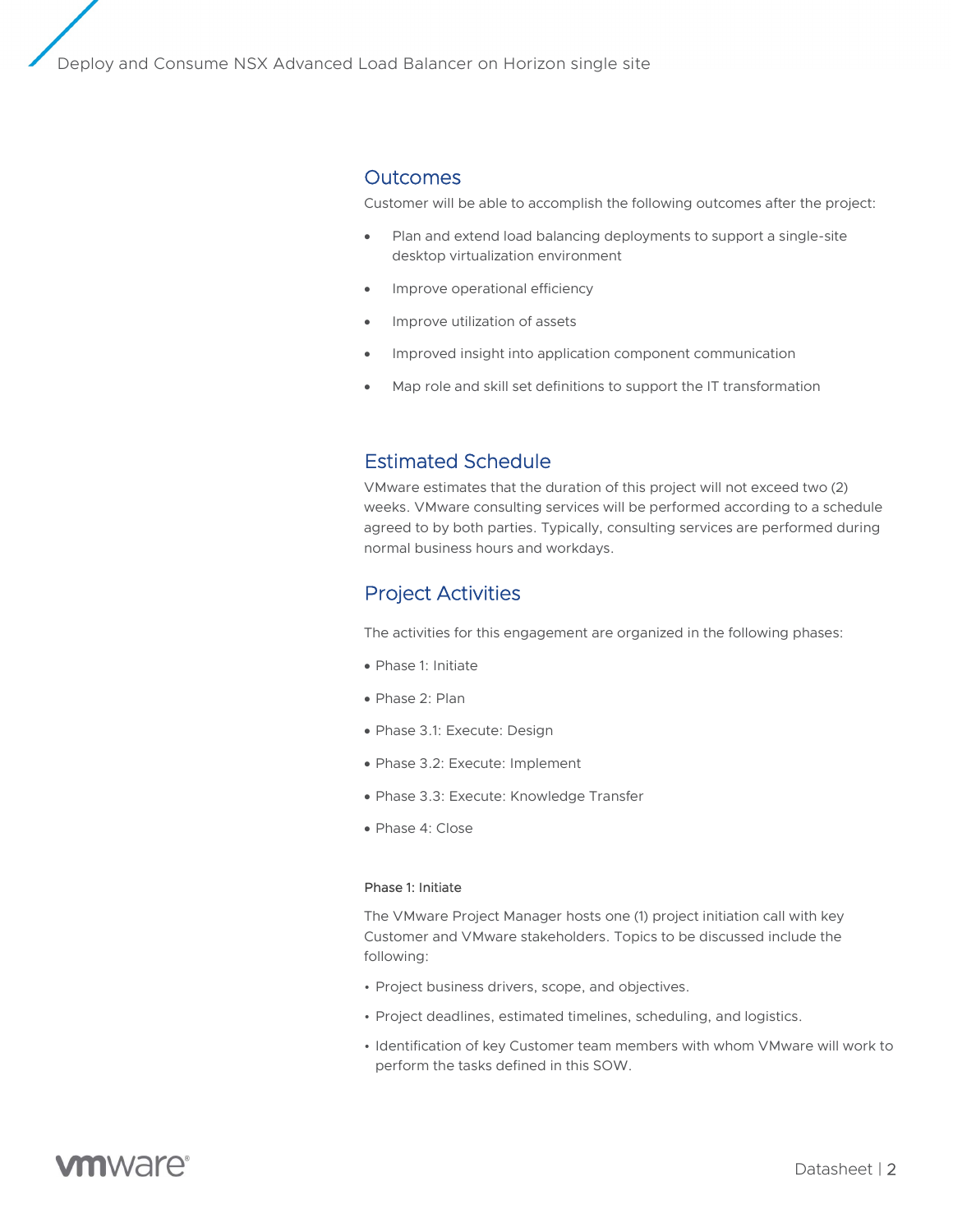## Outcomes

Customer will be able to accomplish the following outcomes after the project:

- Plan and extend load balancing deployments to support a single-site desktop virtualization environment
- Improve operational efficiency
- Improve utilization of assets
- Improved insight into application component communication
- Map role and skill set definitions to support the IT transformation

## Estimated Schedule

VMware estimates that the duration of this project will not exceed two (2) weeks. VMware consulting services will be performed according to a schedule agreed to by both parties. Typically, consulting services are performed during normal business hours and workdays.

## Project Activities

The activities for this engagement are organized in the following phases:

- Phase 1: Initiate
- Phase 2: Plan
- Phase 3.1: Execute: Design
- Phase 3.2: Execute: Implement
- Phase 3.3: Execute: Knowledge Transfer
- Phase 4: Close

#### Phase 1: Initiate

The VMware Project Manager hosts one (1) project initiation call with key Customer and VMware stakeholders. Topics to be discussed include the following:

- Project business drivers, scope, and objectives.
- Project deadlines, estimated timelines, scheduling, and logistics.
- Identification of key Customer team members with whom VMware will work to perform the tasks defined in this SOW.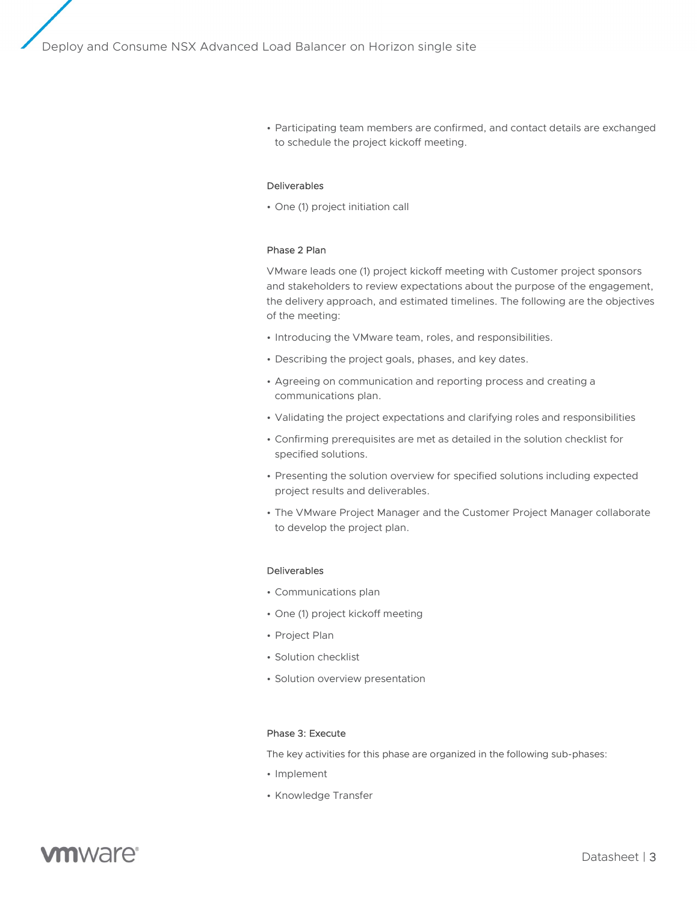- Participating team members are confirmed, and contact details are exchanged to schedule the project kickoff meeting.

#### Deliverables

- One (1) project initiation call

### Phase 2 Plan

VMware leads one (1) project kickoff meeting with Customer project sponsors and stakeholders to review expectations about the purpose of the engagement, the delivery approach, and estimated timelines. The following are the objectives of the meeting:

- Introducing the VMware team, roles, and responsibilities.
- Describing the project goals, phases, and key dates.
- Agreeing on communication and reporting process and creating a communications plan.
- Validating the project expectations and clarifying roles and responsibilities
- Confirming prerequisites are met as detailed in the solution checklist for specified solutions.
- Presenting the solution overview for specified solutions including expected project results and deliverables.
- The VMware Project Manager and the Customer Project Manager collaborate to develop the project plan.

#### Deliverables

- Communications plan
- One (1) project kickoff meeting
- Project Plan
- Solution checklist
- Solution overview presentation

### Phase 3: Execute

The key activities for this phase are organized in the following sub-phases:

- Implement
- Knowledge Transfer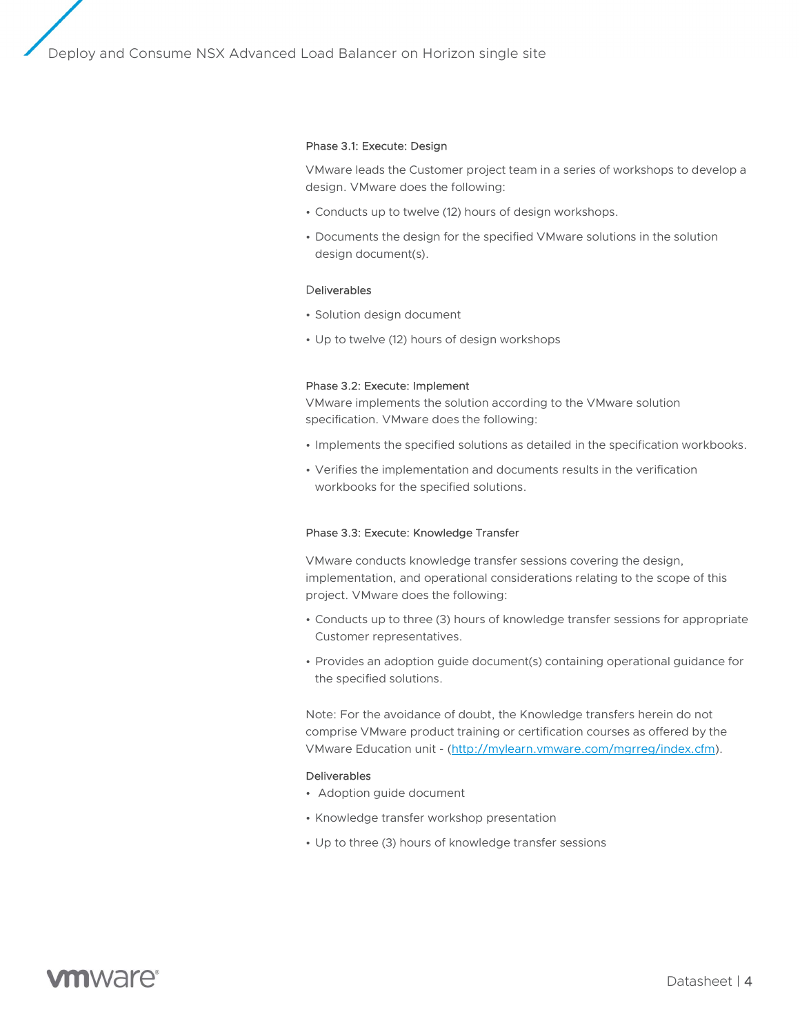### Phase 3.1: Execute: Design

VMware leads the Customer project team in a series of workshops to develop a design. VMware does the following:

- Conducts up to twelve (12) hours of design workshops.
- Documents the design for the specified VMware solutions in the solution design document(s).

#### Deliverables

- Solution design document
- Up to twelve (12) hours of design workshops

### Phase 3.2: Execute: Implement

VMware implements the solution according to the VMware solution specification. VMware does the following:

- Implements the specified solutions as detailed in the specification workbooks.
- Verifies the implementation and documents results in the verification workbooks for the specified solutions.

### Phase 3.3: Execute: Knowledge Transfer

VMware conducts knowledge transfer sessions covering the design, implementation, and operational considerations relating to the scope of this project. VMware does the following:

- Conducts up to three (3) hours of knowledge transfer sessions for appropriate Customer representatives.
- Provides an adoption guide document(s) containing operational guidance for the specified solutions.

Note: For the avoidance of doubt, the Knowledge transfers herein do not comprise VMware product training or certification courses as offered by the VMware Education unit - ([http://mylearn.vmware.com/mgrreg/index.cfm](http://mylearn.vmware.com/mgrreg/index.cfm)).

#### Deliverables

- Adoption guide document
- Knowledge transfer workshop presentation
- Up to three (3) hours of knowledge transfer sessions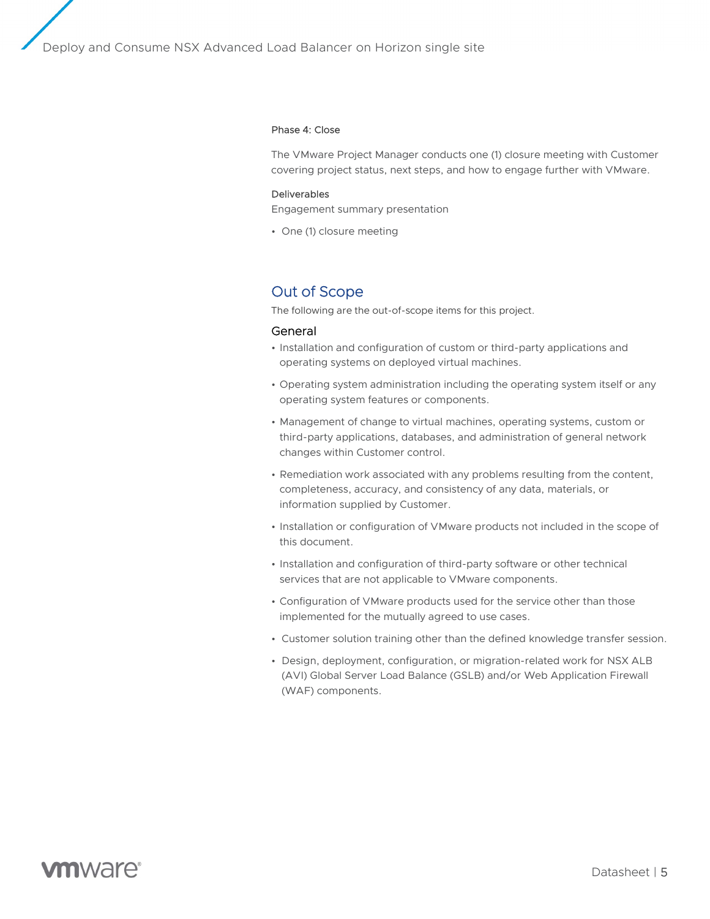#### Phase 4: Close

The VMware Project Manager conducts one (1) closure meeting with Customer covering project status, next steps, and how to engage further with VMware.

Deliverables

Engagement summary presentation

- One (1) closure meeting

## Out of Scope

The following are the out-of-scope items for this project.

### General

- Installation and configuration of custom or third-party applications and operating systems on deployed virtual machines.
- Operating system administration including the operating system itself or any operating system features or components.
- Management of change to virtual machines, operating systems, custom or third-party applications, databases, and administration of general network changes within Customer control.
- Remediation work associated with any problems resulting from the content, completeness, accuracy, and consistency of any data, materials, or information supplied by Customer.
- Installation or configuration of VMware products not included in the scope of this document.
- Installation and configuration of third-party software or other technical services that are not applicable to VMware components.
- Configuration of VMware products used for the service other than those implemented for the mutually agreed to use cases.
- Customer solution training other than the defined knowledge transfer session.
- Design, deployment, configuration, or migration-related work for NSX ALB (AVI) Global Server Load Balance (GSLB) and/or Web Application Firewall (WAF) components.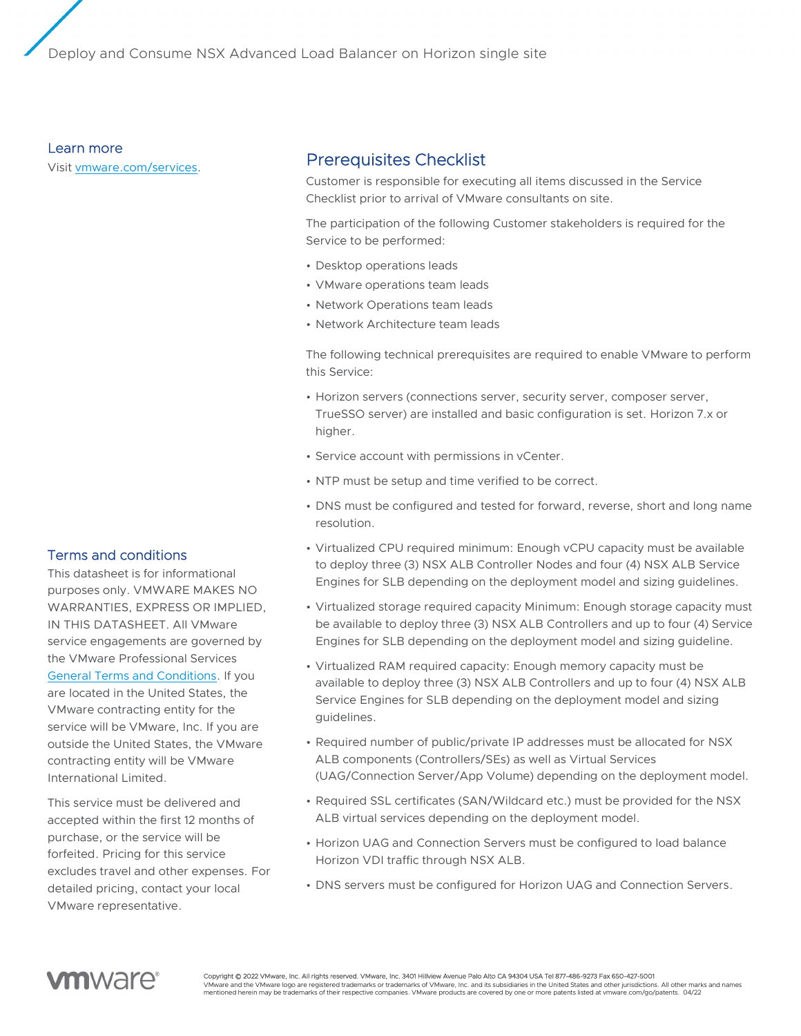## Learn more

Visit vmware.com/services.

## Terms and conditions

This datasheet is for informational purposes only. VMWARE MAKES NO WARRANTIES, EXPRESS OR IMPLIED, IN THIS DATASHEET. All VMware service engagements are governed by the VMware Professional Services General Terms and Conditions. If you are located in the United States, the VMware contracting entity for the service will be VMware, Inc. If you are outside the United States, the VMware contracting entity will be VMware International Limited.

This service must be delivered and accepted within the first 12 months of purchase, or the service will be forfeited. Pricing for this service excludes travel and other expenses. For detailed pricing, contact your local VMware representative.

## Prerequisites Checklist

Customer is responsible for executing all items discussed in the Service Checklist prior to arrival of VMware consultants on site.

The participation of the following Customer stakeholders is required for the Service to be performed:

- Desktop operations leads
- VMware operations team leads
- Network Operations team leads
- Network Architecture team leads

The following technical prerequisites are required to enable VMware to perform this Service:

- Horizon servers (connections server, security server, composer server, TrueSSO server) are installed and basic configuration is set. Horizon 7.x or higher.
- Service account with permissions in vCenter.
- NTP must be setup and time verified to be correct.
- DNS must be configured and tested for forward, reverse, short and long name resolution.
- Virtualized CPU required minimum: Enough vCPU capacity must be available to deploy three (3) NSX ALB Controller Nodes and four (4) NSX ALB Service Engines for SLB depending on the deployment model and sizing guidelines.
- Virtualized storage required capacity Minimum: Enough storage capacity must be available to deploy three (3) NSX ALB Controllers and up to four (4) Service Engines for SLB depending on the deployment model and sizing guideline.
- Virtualized RAM required capacity: Enough memory capacity must be available to deploy three (3) NSX ALB Controllers and up to four (4) NSX ALB Service Engines for SLB depending on the deployment model and sizing guidelines.
- Required number of public/private IP addresses must be allocated for NSX ALB components (Controllers/SEs) as well as Virtual Services (UAG/Connection Server/App Volume) depending on the deployment model.
- Required SSL certificates (SAN/Wildcard etc.) must be provided for the NSX ALB virtual services depending on the deployment model.
- Horizon UAG and Connection Servers must be configured to load balance Horizon VDI traffic through NSX ALB.
- DNS servers must be configured for Horizon UAG and Connection Servers.

Copyright © 2022 VMware, Inc. All rights reserved. VMware, Inc. 3401 Hillview Avenue Palo Alto CA 94304 USA Tel 877-486-9273 Fax 650-427-5001
VMware and the VMware logo are registered trademarks or trademarks of VMware, Inc. and its subsidiaries in the United States and other jurisdictions. All other marks and names mentioned herein may be trademarks of their respective companies. VMware products are covered by one or more patents listed at vmware.com/go/patents. 04/22